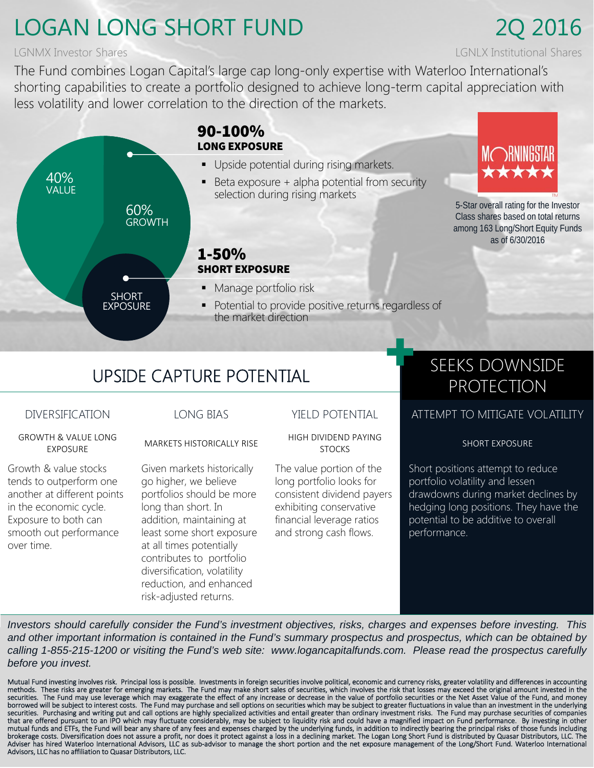# LOGAN LONG SHORT FUND

# 2Q 2016

LGNMX Investor Shares

LGNLX Institutional Shares

The Fund combines Logan Capital's large cap long-only expertise with Waterloo International's shorting capabilities to create a portfolio designed to achieve long-term capital appreciation with less volatility and lower correlation to the direction of the markets.

40% VALUE

60% GROWTH

SHORT EXPOSURE

**90-100%**
**LONG EXPOSURE**

- Upside potential during rising markets.
- Beta exposure + alpha potential from security selection during rising markets

**1-50%**
**SHORT EXPOSURE**

- Manage portfolio risk
- Potential to provide positive returns regardless of the market direction

MORNINGSTAR ★★★★★

5-Star overall rating for the Investor Class shares based on total returns among 163 Long/Short Equity Funds as of 6/30/2016

## UPSIDE CAPTURE POTENTIAL

### DIVERSIFICATION

GROWTH & VALUE LONG EXPOSURE

Growth & value stocks tends to outperform one another at different points in the economic cycle. Exposure to both can smooth out performance over time.

### LONG BIAS

MARKETS HISTORICALLY RISE

Given markets historically go higher, we believe portfolios should be more long than short. In addition, maintaining at least some short exposure at all times potentially contributes to portfolio diversification, volatility reduction, and enhanced risk-adjusted returns.

### YIELD POTENTIAL

HIGH DIVIDEND PAYING STOCKS

The value portion of the long portfolio looks for consistent dividend payers exhibiting conservative financial leverage ratios and strong cash flows.

## SEEKS DOWNSIDE PROTECTION

### ATTEMPT TO MITIGATE VOLATILITY

SHORT EXPOSURE

Short positions attempt to reduce portfolio volatility and lessen drawdowns during market declines by hedging long positions. They have the potential to be additive to overall performance.

*Investors should carefully consider the Fund's investment objectives, risks, charges and expenses before investing. This and other important information is contained in the Fund's summary prospectus and prospectus, which can be obtained by calling 1-855-215-1200 or visiting the Fund's web site: www.logancapitalfunds.com. Please read the prospectus carefully before you invest.*

Mutual Fund investing involves risk. Principal loss is possible. Investments in foreign securities involve political, economic and currency risks, greater volatility and differences in accounting methods. These risks are greater for emerging markets. The Fund may make short sales of securities, which involves the risk that losses may exceed the original amount invested in the securities. The Fund may use leverage which may exaggerate the effect of any increase or decrease in the value of portfolio securities or the Net Asset Value of the Fund, and money borrowed will be subject to interest costs. The Fund may purchase and sell options on securities which may be subject to greater fluctuations in value than an investment in the underlying securities. Purchasing and writing put and call options are highly specialized activities and entail greater than ordinary investment risks. The Fund may purchase securities of companies that are offered pursuant to an IPO which may fluctuate considerably, may be subject to liquidity risk and could have a magnified impact on Fund performance. By investing in other mutual funds and ETFs, the Fund will bear any share of any fees and expenses charged by the underlying funds, in addition to indirectly bearing the principal risks of those funds including brokerage costs. Diversification does not assure a profit, nor does it protect against a loss in a declining market. The Logan Long Short Fund is distributed by Quasar Distributors, LLC. The Adviser has hired Waterloo International Advisors, LLC as sub-advisor to manage the short portion and the net exposure management of the Long/Short Fund. Waterloo International Advisors, LLC has no affiliation to Quasar Distributors, LLC.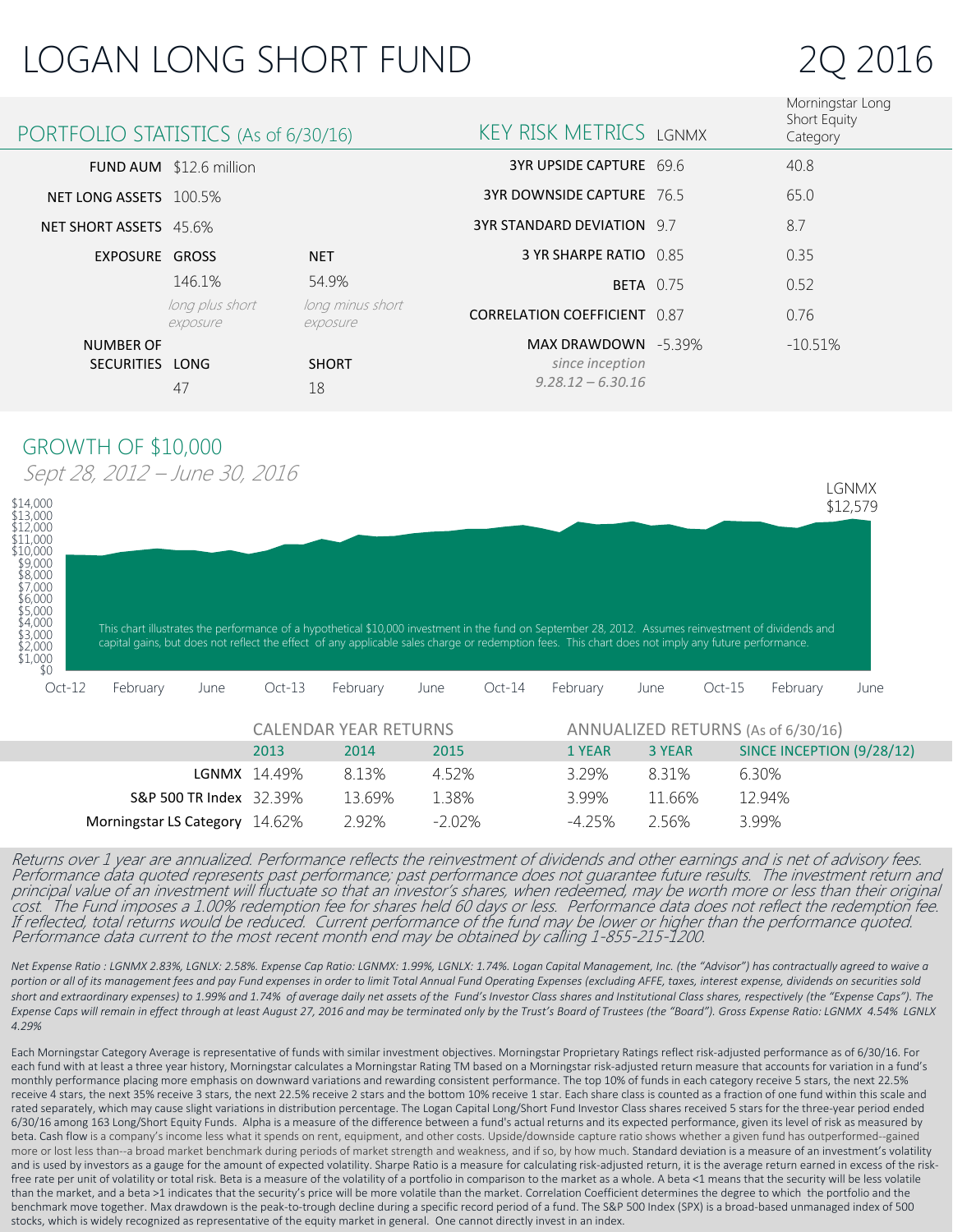# LOGAN LONG SHORT FUND

# 2Q 2016

## PORTFOLIO STATISTICS (As of 6/30/16)

| | | |
|---|---|---|
| **FUND AUM** | $12.6 million | |
| **NET LONG ASSETS** | 100.5% | |
| **NET SHORT ASSETS** | 45.6% | |
| **EXPOSURE** | **GROSS** | **NET** |
| | 146.1% | 54.9% |
| | *long plus short exposure* | *long minus short exposure* |
| **NUMBER OF SECURITIES** | **LONG** | **SHORT** |
| | 47 | 18 |

## KEY RISK METRICS

| | LGNMX | Morningstar Long Short Equity Category |
|---|---|---|
| **3YR UPSIDE CAPTURE** | 69.6 | 40.8 |
| **3YR DOWNSIDE CAPTURE** | 76.5 | 65.0 |
| **3YR STANDARD DEVIATION** | 9.7 | 8.7 |
| **3 YR SHARPE RATIO** | 0.85 | 0.35 |
| **BETA** | 0.75 | 0.52 |
| **CORRELATION COEFFICIENT** | 0.87 | 0.76 |
| **MAX DRAWDOWN** *since inception 9.28.12 – 6.30.16* | -5.39% | -10.51% |

## GROWTH OF $10,000

*Sept 28, 2012 – June 30, 2016*

LGNMX
$12,579

$14,000 $13,000 $12,000 $11,000 $10,000 $9,000 $8,000 $7,000 $6,000 $5,000 $4,000 $3,000 $2,000 $1,000 $0

Oct-12 February June Oct-13 February June Oct-14 February June Oct-15 February June

This chart illustrates the performance of a hypothetical $10,000 investment in the fund on September 28, 2012. Assumes reinvestment of dividends and capital gains, but does not reflect the effect of any applicable sales charge or redemption fees. This chart does not imply any future performance.

| | CALENDAR YEAR RETURNS | | | ANNUALIZED RETURNS (As of 6/30/16) | | |
|---|---|---|---|---|---|---|
| | 2013 | 2014 | 2015 | 1 YEAR | 3 YEAR | SINCE INCEPTION (9/28/12) |
| LGNMX | 14.49% | 8.13% | 4.52% | 3.29% | 8.31% | 6.30% |
| S&P 500 TR Index | 32.39% | 13.69% | 1.38% | 3.99% | 11.66% | 12.94% |
| Morningstar LS Category | 14.62% | 2.92% | -2.02% | -4.25% | 2.56% | 3.99% |

*Returns over 1 year are annualized. Performance reflects the reinvestment of dividends and other earnings and is net of advisory fees. Performance data quoted represents past performance; past performance does not guarantee future results. The investment return and principal value of an investment will fluctuate so that an investor's shares, when redeemed, may be worth more or less than their original cost. The Fund imposes a 1.00% redemption fee for shares held 60 days or less. Performance data does not reflect the redemption fee. If reflected, total returns would be reduced. Current performance of the fund may be lower or higher than the performance quoted. Performance data current to the most recent month end may be obtained by calling 1-855-215-1200.*

*Net Expense Ratio : LGNMX 2.83%, LGNLX: 2.58%. Expense Cap Ratio: LGNMX: 1.99%, LGNLX: 1.74%. Logan Capital Management, Inc. (the "Advisor") has contractually agreed to waive a portion or all of its management fees and pay Fund expenses in order to limit Total Annual Fund Operating Expenses (excluding AFFE, taxes, interest expense, dividends on securities sold short and extraordinary expenses) to 1.99% and 1.74% of average daily net assets of the Fund's Investor Class shares and Institutional Class shares, respectively (the "Expense Caps"). The Expense Caps will remain in effect through at least August 27, 2016 and may be terminated only by the Trust's Board of Trustees (the "Board"). Gross Expense Ratio: LGNMX 4.54% LGNLX 4.29%*

Each Morningstar Category Average is representative of funds with similar investment objectives. Morningstar Proprietary Ratings reflect risk-adjusted performance as of 6/30/16. For each fund with at least a three year history, Morningstar calculates a Morningstar Rating TM based on a Morningstar risk-adjusted return measure that accounts for variation in a fund's monthly performance placing more emphasis on downward variations and rewarding consistent performance. The top 10% of funds in each category receive 5 stars, the next 22.5% receive 4 stars, the next 35% receive 3 stars, the next 22.5% receive 2 stars and the bottom 10% receive 1 star. Each share class is counted as a fraction of one fund within this scale and rated separately, which may cause slight variations in distribution percentage. The Logan Capital Long/Short Fund Investor Class shares received 5 stars for the three-year period ended 6/30/16 among 163 Long/Short Equity Funds. Alpha is a measure of the difference between a fund's actual returns and its expected performance, given its level of risk as measured by beta. Cash flow is a company's income less what it spends on rent, equipment, and other costs. Upside/downside capture ratio shows whether a given fund has outperformed--gained more or lost less than--a broad market benchmark during periods of market strength and weakness, and if so, by how much. Standard deviation is a measure of an investment's volatility and is used by investors as a gauge for the amount of expected volatility. Sharpe Ratio is a measure for calculating risk-adjusted return, it is the average return earned in excess of the risk-free rate per unit of volatility or total risk. Beta is a measure of the volatility of a portfolio in comparison to the market as a whole. A beta <1 means that the security will be less volatile than the market, and a beta >1 indicates that the security's price will be more volatile than the market. Correlation Coefficient determines the degree to which the portfolio and the benchmark move together. Max drawdown is the peak-to-trough decline during a specific record period of a fund. The S&P 500 Index (SPX) is a broad-based unmanaged index of 500 stocks, which is widely recognized as representative of the equity market in general. One cannot directly invest in an index.